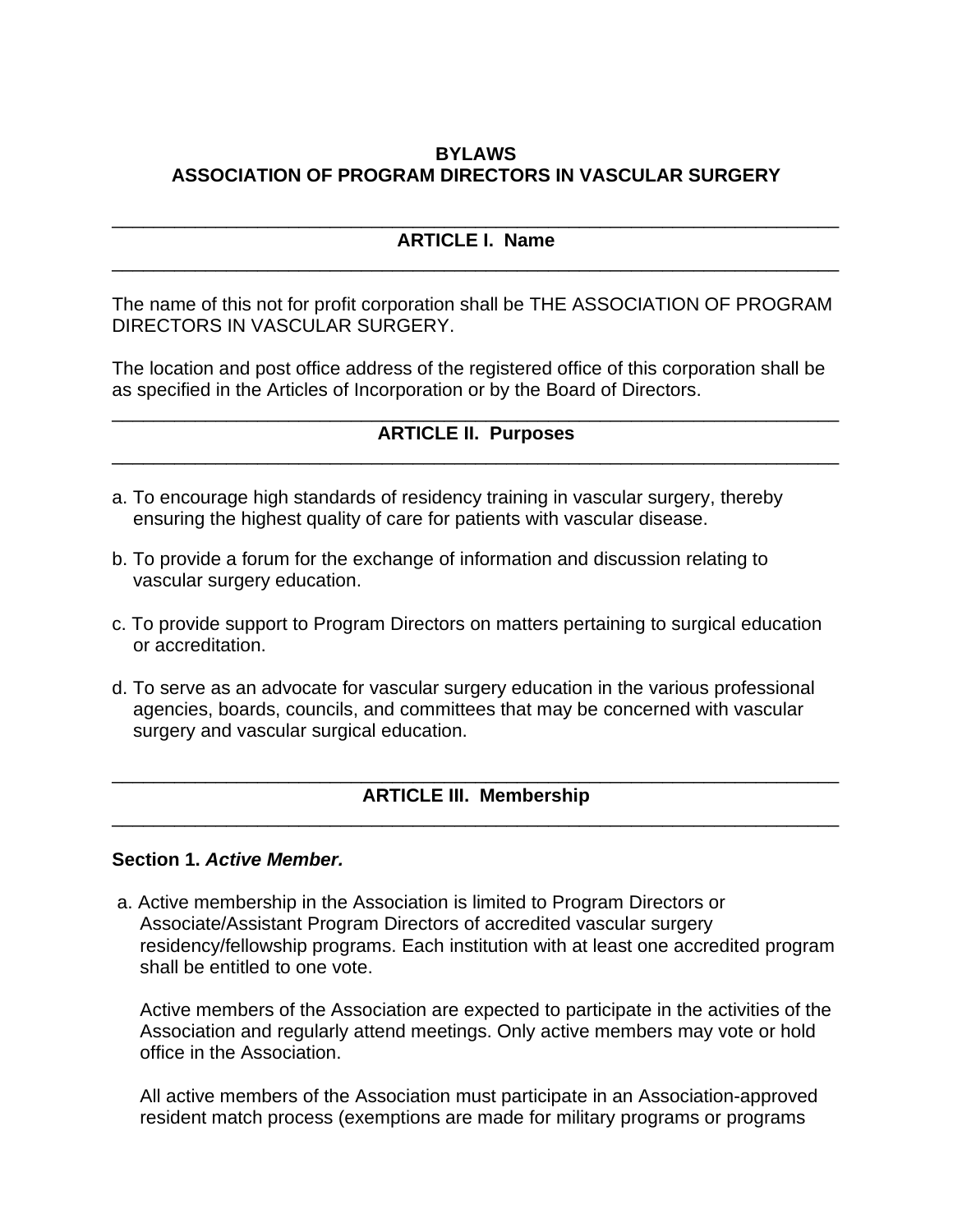# BYLAWS
# ASSOCIATION OF PROGRAM DIRECTORS IN VASCULAR SURGERY

## ARTICLE I. Name

The name of this not for profit corporation shall be THE ASSOCIATION OF PROGRAM DIRECTORS IN VASCULAR SURGERY.

The location and post office address of the registered office of this corporation shall be as specified in the Articles of Incorporation or by the Board of Directors.

## ARTICLE II. Purposes

a. To encourage high standards of residency training in vascular surgery, thereby ensuring the highest quality of care for patients with vascular disease.

b. To provide a forum for the exchange of information and discussion relating to vascular surgery education.

c. To provide support to Program Directors on matters pertaining to surgical education or accreditation.

d. To serve as an advocate for vascular surgery education in the various professional agencies, boards, councils, and committees that may be concerned with vascular surgery and vascular surgical education.

## ARTICLE III. Membership

### Section 1. *Active Member.*

a. Active membership in the Association is limited to Program Directors or Associate/Assistant Program Directors of accredited vascular surgery residency/fellowship programs. Each institution with at least one accredited program shall be entitled to one vote.

   Active members of the Association are expected to participate in the activities of the Association and regularly attend meetings. Only active members may vote or hold office in the Association.

   All active members of the Association must participate in an Association-approved resident match process (exemptions are made for military programs or programs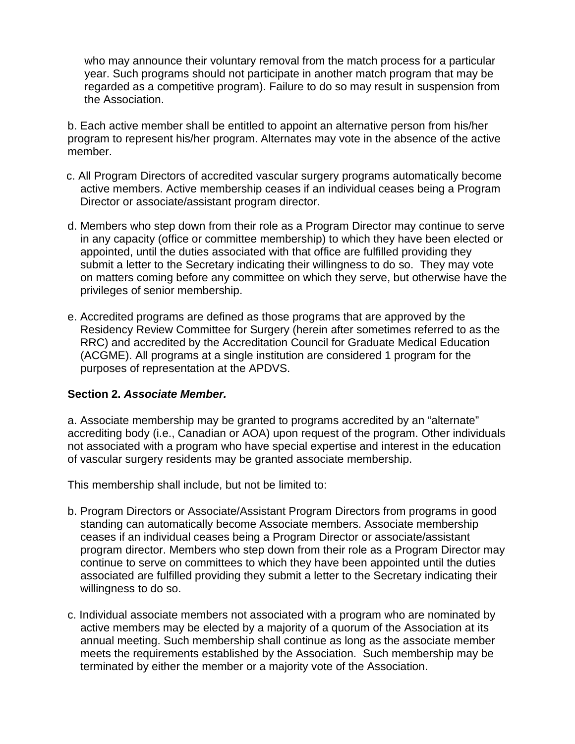who may announce their voluntary removal from the match process for a particular year. Such programs should not participate in another match program that may be regarded as a competitive program). Failure to do so may result in suspension from the Association.

b. Each active member shall be entitled to appoint an alternative person from his/her program to represent his/her program. Alternates may vote in the absence of the active member.

c. All Program Directors of accredited vascular surgery programs automatically become active members. Active membership ceases if an individual ceases being a Program Director or associate/assistant program director.

d. Members who step down from their role as a Program Director may continue to serve in any capacity (office or committee membership) to which they have been elected or appointed, until the duties associated with that office are fulfilled providing they submit a letter to the Secretary indicating their willingness to do so. They may vote on matters coming before any committee on which they serve, but otherwise have the privileges of senior membership.

e. Accredited programs are defined as those programs that are approved by the Residency Review Committee for Surgery (herein after sometimes referred to as the RRC) and accredited by the Accreditation Council for Graduate Medical Education (ACGME). All programs at a single institution are considered 1 program for the purposes of representation at the APDVS.

**Section 2. *Associate Member.***

a. Associate membership may be granted to programs accredited by an "alternate" accrediting body (i.e., Canadian or AOA) upon request of the program. Other individuals not associated with a program who have special expertise and interest in the education of vascular surgery residents may be granted associate membership.

This membership shall include, but not be limited to:

b. Program Directors or Associate/Assistant Program Directors from programs in good standing can automatically become Associate members. Associate membership ceases if an individual ceases being a Program Director or associate/assistant program director. Members who step down from their role as a Program Director may continue to serve on committees to which they have been appointed until the duties associated are fulfilled providing they submit a letter to the Secretary indicating their willingness to do so.

c. Individual associate members not associated with a program who are nominated by active members may be elected by a majority of a quorum of the Association at its annual meeting. Such membership shall continue as long as the associate member meets the requirements established by the Association. Such membership may be terminated by either the member or a majority vote of the Association.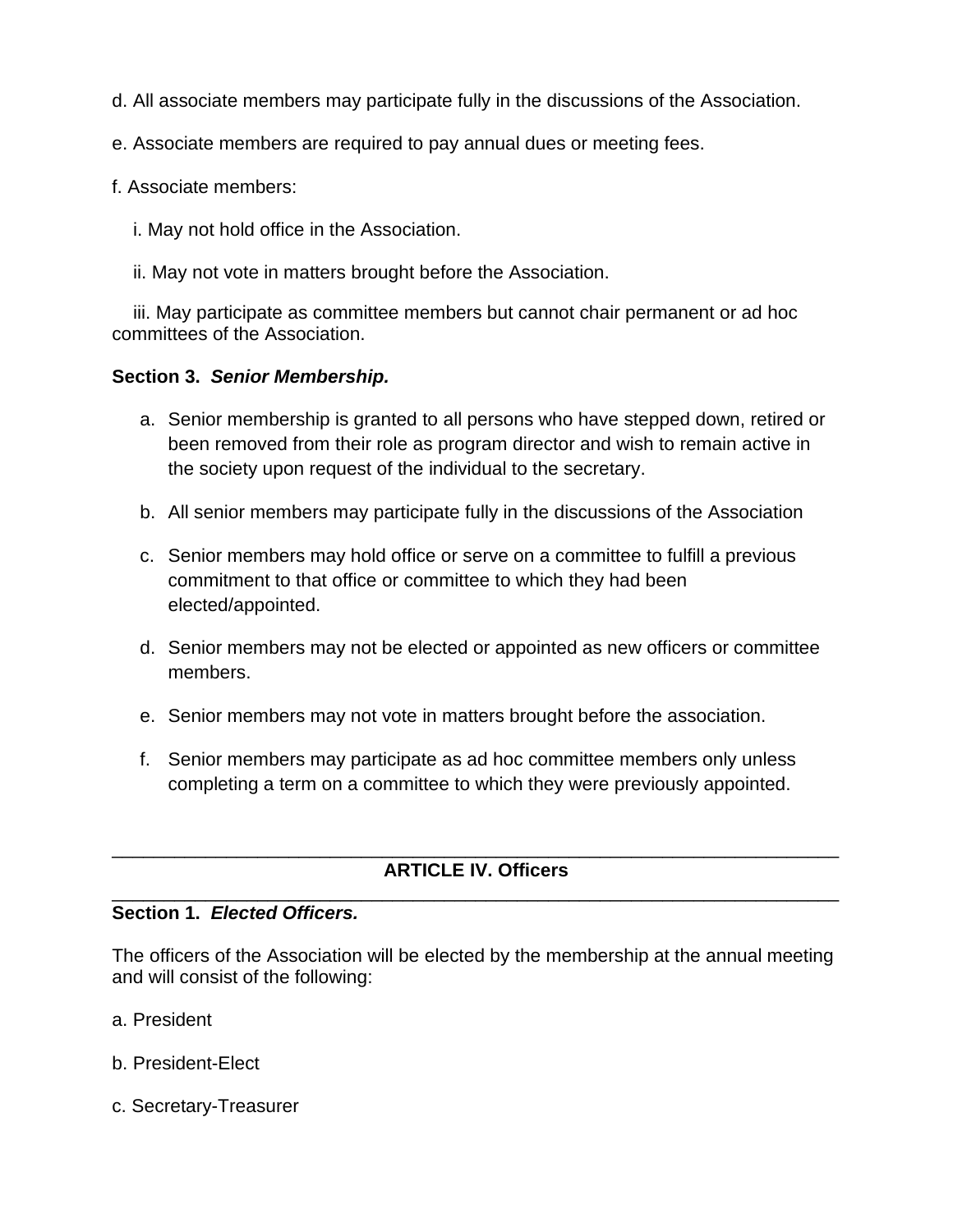d. All associate members may participate fully in the discussions of the Association.

e. Associate members are required to pay annual dues or meeting fees.

f. Associate members:

i. May not hold office in the Association.

ii. May not vote in matters brought before the Association.

iii. May participate as committee members but cannot chair permanent or ad hoc committees of the Association.

**Section 3.** ***Senior Membership.***

a. Senior membership is granted to all persons who have stepped down, retired or been removed from their role as program director and wish to remain active in the society upon request of the individual to the secretary.

b. All senior members may participate fully in the discussions of the Association

c. Senior members may hold office or serve on a committee to fulfill a previous commitment to that office or committee to which they had been elected/appointed.

d. Senior members may not be elected or appointed as new officers or committee members.

e. Senior members may not vote in matters brought before the association.

f. Senior members may participate as ad hoc committee members only unless completing a term on a committee to which they were previously appointed.

---

## ARTICLE IV. Officers

---

**Section 1.** ***Elected Officers.***

The officers of the Association will be elected by the membership at the annual meeting and will consist of the following:

a. President

b. President-Elect

c. Secretary-Treasurer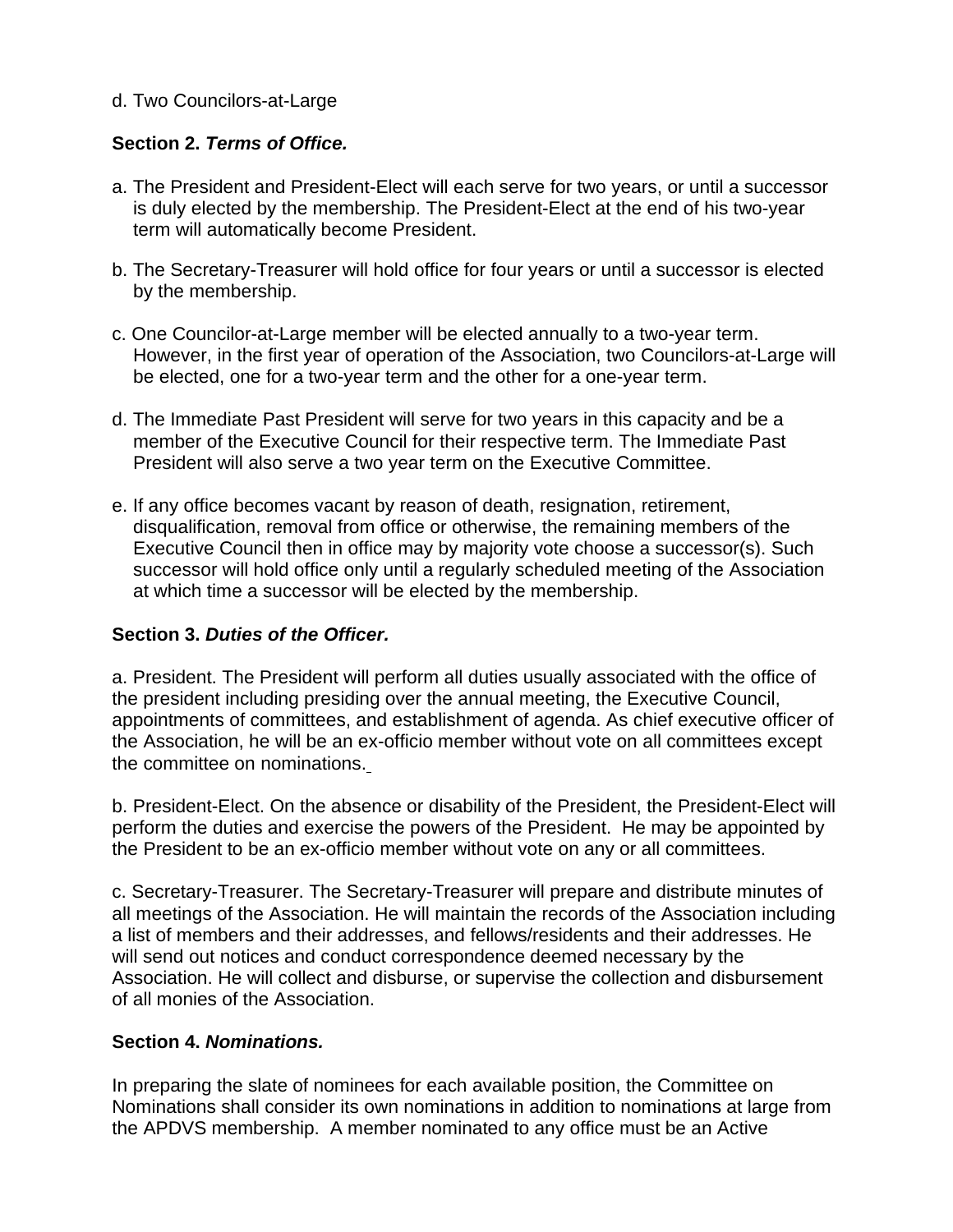d. Two Councilors-at-Large

**Section 2.** ***Terms of Office.***

a. The President and President-Elect will each serve for two years, or until a successor is duly elected by the membership. The President-Elect at the end of his two-year term will automatically become President.

b. The Secretary-Treasurer will hold office for four years or until a successor is elected by the membership.

c. One Councilor-at-Large member will be elected annually to a two-year term. However, in the first year of operation of the Association, two Councilors-at-Large will be elected, one for a two-year term and the other for a one-year term.

d. The Immediate Past President will serve for two years in this capacity and be a member of the Executive Council for their respective term. The Immediate Past President will also serve a two year term on the Executive Committee.

e. If any office becomes vacant by reason of death, resignation, retirement, disqualification, removal from office or otherwise, the remaining members of the Executive Council then in office may by majority vote choose a successor(s). Such successor will hold office only until a regularly scheduled meeting of the Association at which time a successor will be elected by the membership.

**Section 3.** ***Duties of the Officer.***

a. President. The President will perform all duties usually associated with the office of the president including presiding over the annual meeting, the Executive Council, appointments of committees, and establishment of agenda. As chief executive officer of the Association, he will be an ex-officio member without vote on all committees except the committee on nominations.

b. President-Elect. On the absence or disability of the President, the President-Elect will perform the duties and exercise the powers of the President. He may be appointed by the President to be an ex-officio member without vote on any or all committees.

c. Secretary-Treasurer. The Secretary-Treasurer will prepare and distribute minutes of all meetings of the Association. He will maintain the records of the Association including a list of members and their addresses, and fellows/residents and their addresses. He will send out notices and conduct correspondence deemed necessary by the Association. He will collect and disburse, or supervise the collection and disbursement of all monies of the Association.

**Section 4.** ***Nominations.***

In preparing the slate of nominees for each available position, the Committee on Nominations shall consider its own nominations in addition to nominations at large from the APDVS membership. A member nominated to any office must be an Active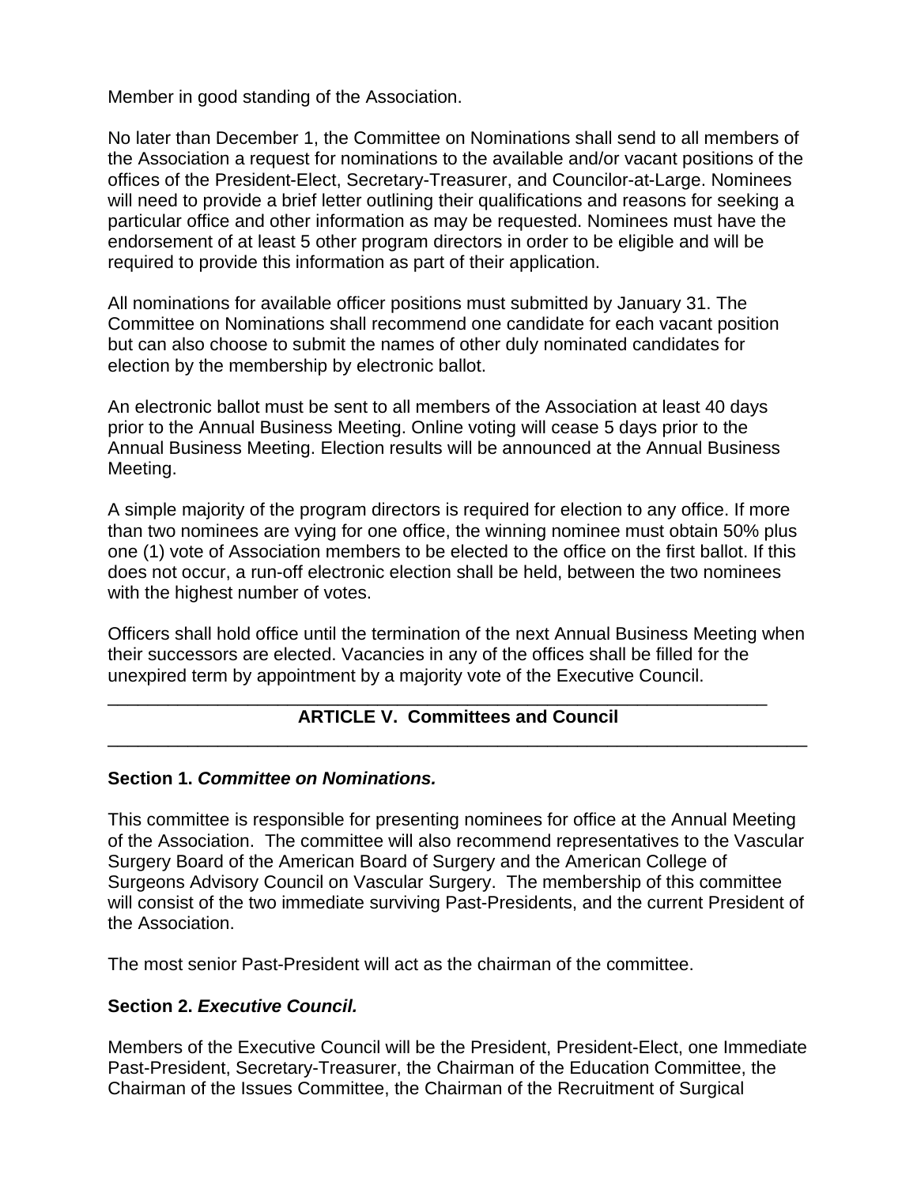Member in good standing of the Association.

No later than December 1, the Committee on Nominations shall send to all members of the Association a request for nominations to the available and/or vacant positions of the offices of the President-Elect, Secretary-Treasurer, and Councilor-at-Large. Nominees will need to provide a brief letter outlining their qualifications and reasons for seeking a particular office and other information as may be requested. Nominees must have the endorsement of at least 5 other program directors in order to be eligible and will be required to provide this information as part of their application.

All nominations for available officer positions must submitted by January 31. The Committee on Nominations shall recommend one candidate for each vacant position but can also choose to submit the names of other duly nominated candidates for election by the membership by electronic ballot.

An electronic ballot must be sent to all members of the Association at least 40 days prior to the Annual Business Meeting. Online voting will cease 5 days prior to the Annual Business Meeting. Election results will be announced at the Annual Business Meeting.

A simple majority of the program directors is required for election to any office. If more than two nominees are vying for one office, the winning nominee must obtain 50% plus one (1) vote of Association members to be elected to the office on the first ballot. If this does not occur, a run-off electronic election shall be held, between the two nominees with the highest number of votes.

Officers shall hold office until the termination of the next Annual Business Meeting when their successors are elected. Vacancies in any of the offices shall be filled for the unexpired term by appointment by a majority vote of the Executive Council.

---

## ARTICLE V. Committees and Council

---

### Section 1. *Committee on Nominations.*

This committee is responsible for presenting nominees for office at the Annual Meeting of the Association. The committee will also recommend representatives to the Vascular Surgery Board of the American Board of Surgery and the American College of Surgeons Advisory Council on Vascular Surgery. The membership of this committee will consist of the two immediate surviving Past-Presidents, and the current President of the Association.

The most senior Past-President will act as the chairman of the committee.

### Section 2. *Executive Council.*

Members of the Executive Council will be the President, President-Elect, one Immediate Past-President, Secretary-Treasurer, the Chairman of the Education Committee, the Chairman of the Issues Committee, the Chairman of the Recruitment of Surgical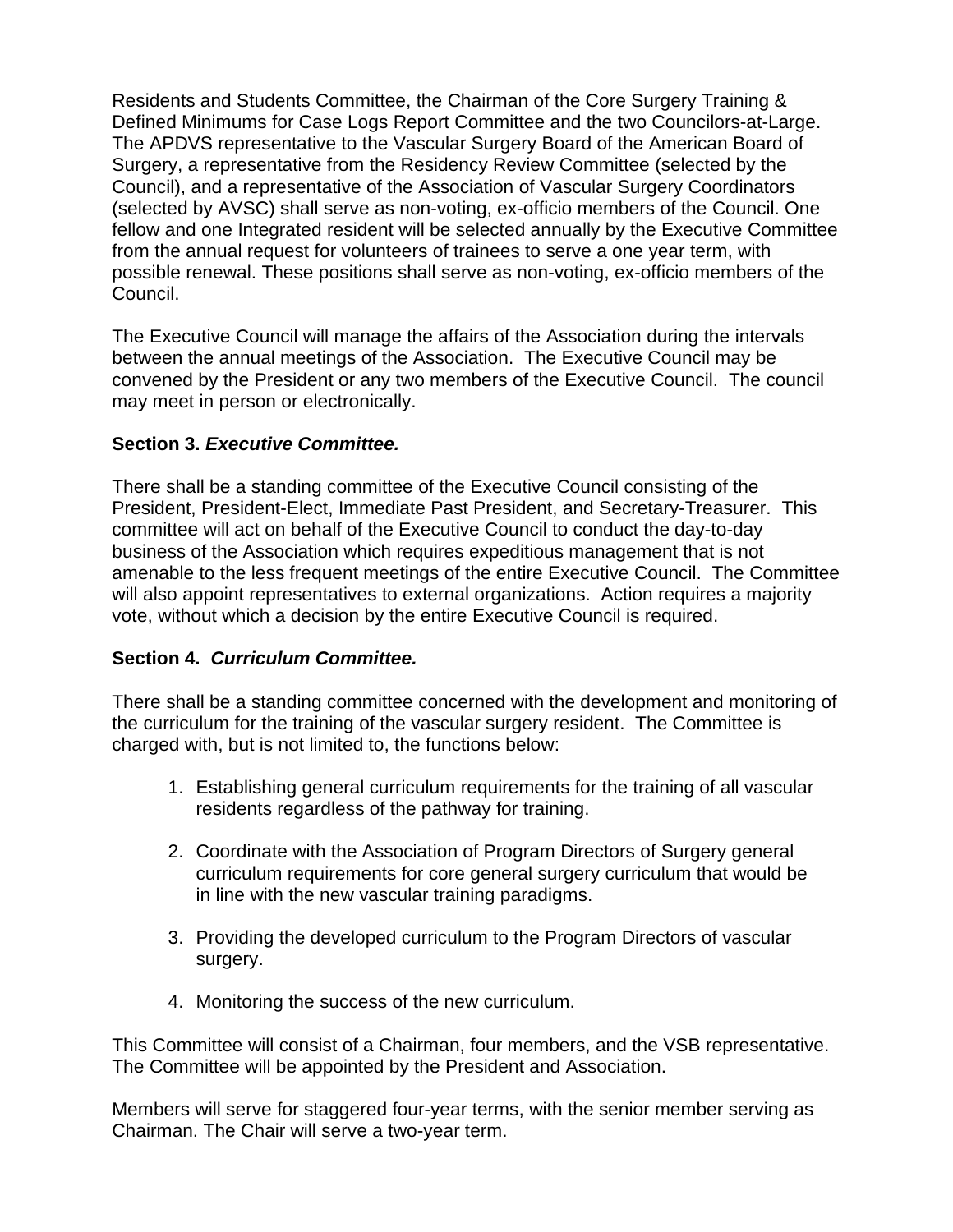Residents and Students Committee, the Chairman of the Core Surgery Training & Defined Minimums for Case Logs Report Committee and the two Councilors-at-Large. The APDVS representative to the Vascular Surgery Board of the American Board of Surgery, a representative from the Residency Review Committee (selected by the Council), and a representative of the Association of Vascular Surgery Coordinators (selected by AVSC) shall serve as non-voting, ex-officio members of the Council. One fellow and one Integrated resident will be selected annually by the Executive Committee from the annual request for volunteers of trainees to serve a one year term, with possible renewal. These positions shall serve as non-voting, ex-officio members of the Council.

The Executive Council will manage the affairs of the Association during the intervals between the annual meetings of the Association. The Executive Council may be convened by the President or any two members of the Executive Council. The council may meet in person or electronically.

**Section 3. *Executive Committee.***

There shall be a standing committee of the Executive Council consisting of the President, President-Elect, Immediate Past President, and Secretary-Treasurer. This committee will act on behalf of the Executive Council to conduct the day-to-day business of the Association which requires expeditious management that is not amenable to the less frequent meetings of the entire Executive Council. The Committee will also appoint representatives to external organizations. Action requires a majority vote, without which a decision by the entire Executive Council is required.

**Section 4. *Curriculum Committee.***

There shall be a standing committee concerned with the development and monitoring of the curriculum for the training of the vascular surgery resident. The Committee is charged with, but is not limited to, the functions below:

1. Establishing general curriculum requirements for the training of all vascular residents regardless of the pathway for training.

2. Coordinate with the Association of Program Directors of Surgery general curriculum requirements for core general surgery curriculum that would be in line with the new vascular training paradigms.

3. Providing the developed curriculum to the Program Directors of vascular surgery.

4. Monitoring the success of the new curriculum.

This Committee will consist of a Chairman, four members, and the VSB representative. The Committee will be appointed by the President and Association.

Members will serve for staggered four-year terms, with the senior member serving as Chairman. The Chair will serve a two-year term.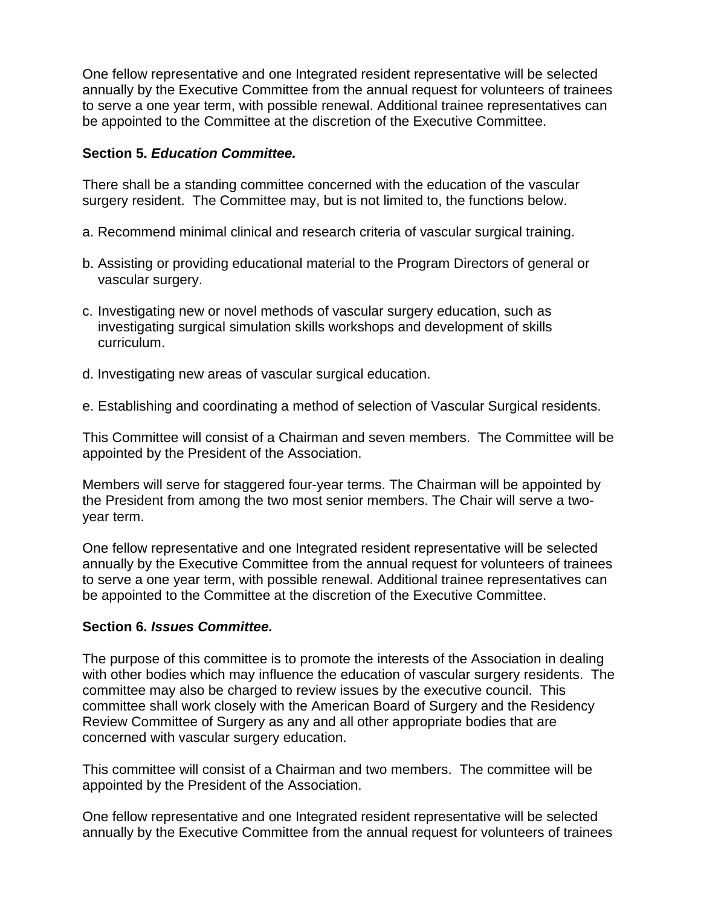One fellow representative and one Integrated resident representative will be selected annually by the Executive Committee from the annual request for volunteers of trainees to serve a one year term, with possible renewal. Additional trainee representatives can be appointed to the Committee at the discretion of the Executive Committee.

**Section 5. *Education Committee.***

There shall be a standing committee concerned with the education of the vascular surgery resident. The Committee may, but is not limited to, the functions below.

a. Recommend minimal clinical and research criteria of vascular surgical training.

b. Assisting or providing educational material to the Program Directors of general or vascular surgery.

c. Investigating new or novel methods of vascular surgery education, such as investigating surgical simulation skills workshops and development of skills curriculum.

d. Investigating new areas of vascular surgical education.

e. Establishing and coordinating a method of selection of Vascular Surgical residents.

This Committee will consist of a Chairman and seven members. The Committee will be appointed by the President of the Association.

Members will serve for staggered four-year terms. The Chairman will be appointed by the President from among the two most senior members. The Chair will serve a two-year term.

One fellow representative and one Integrated resident representative will be selected annually by the Executive Committee from the annual request for volunteers of trainees to serve a one year term, with possible renewal. Additional trainee representatives can be appointed to the Committee at the discretion of the Executive Committee.

**Section 6. *Issues Committee.***

The purpose of this committee is to promote the interests of the Association in dealing with other bodies which may influence the education of vascular surgery residents. The committee may also be charged to review issues by the executive council. This committee shall work closely with the American Board of Surgery and the Residency Review Committee of Surgery as any and all other appropriate bodies that are concerned with vascular surgery education.

This committee will consist of a Chairman and two members. The committee will be appointed by the President of the Association.

One fellow representative and one Integrated resident representative will be selected annually by the Executive Committee from the annual request for volunteers of trainees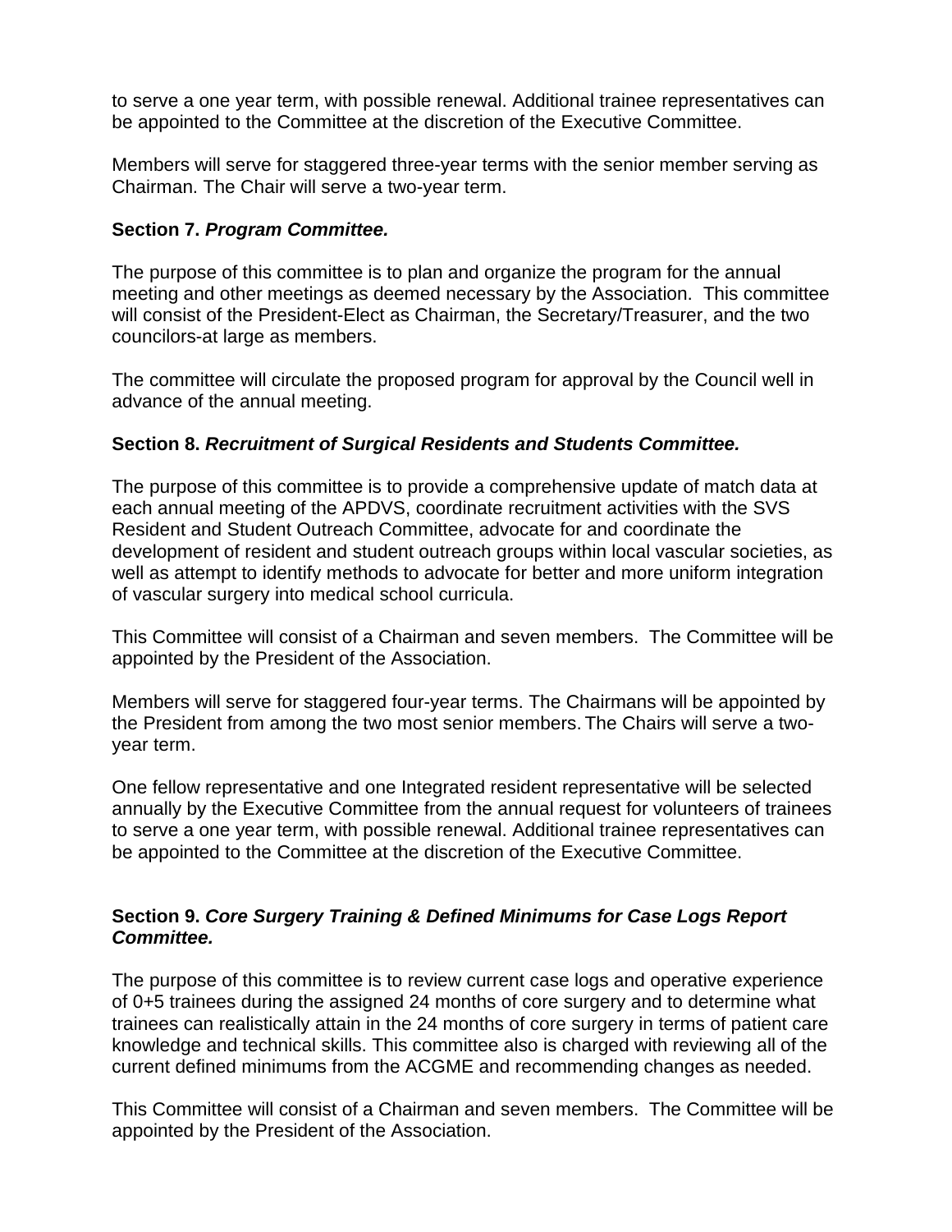to serve a one year term, with possible renewal. Additional trainee representatives can be appointed to the Committee at the discretion of the Executive Committee.

Members will serve for staggered three-year terms with the senior member serving as Chairman. The Chair will serve a two-year term.

**Section 7. *Program Committee.***

The purpose of this committee is to plan and organize the program for the annual meeting and other meetings as deemed necessary by the Association. This committee will consist of the President-Elect as Chairman, the Secretary/Treasurer, and the two councilors-at large as members.

The committee will circulate the proposed program for approval by the Council well in advance of the annual meeting.

**Section 8. *Recruitment of Surgical Residents and Students Committee.***

The purpose of this committee is to provide a comprehensive update of match data at each annual meeting of the APDVS, coordinate recruitment activities with the SVS Resident and Student Outreach Committee, advocate for and coordinate the development of resident and student outreach groups within local vascular societies, as well as attempt to identify methods to advocate for better and more uniform integration of vascular surgery into medical school curricula.

This Committee will consist of a Chairman and seven members. The Committee will be appointed by the President of the Association.

Members will serve for staggered four-year terms. The Chairmans will be appointed by the President from among the two most senior members. The Chairs will serve a two-year term.

One fellow representative and one Integrated resident representative will be selected annually by the Executive Committee from the annual request for volunteers of trainees to serve a one year term, with possible renewal. Additional trainee representatives can be appointed to the Committee at the discretion of the Executive Committee.

**Section 9. *Core Surgery Training & Defined Minimums for Case Logs Report Committee.***

The purpose of this committee is to review current case logs and operative experience of 0+5 trainees during the assigned 24 months of core surgery and to determine what trainees can realistically attain in the 24 months of core surgery in terms of patient care knowledge and technical skills. This committee also is charged with reviewing all of the current defined minimums from the ACGME and recommending changes as needed.

This Committee will consist of a Chairman and seven members. The Committee will be appointed by the President of the Association.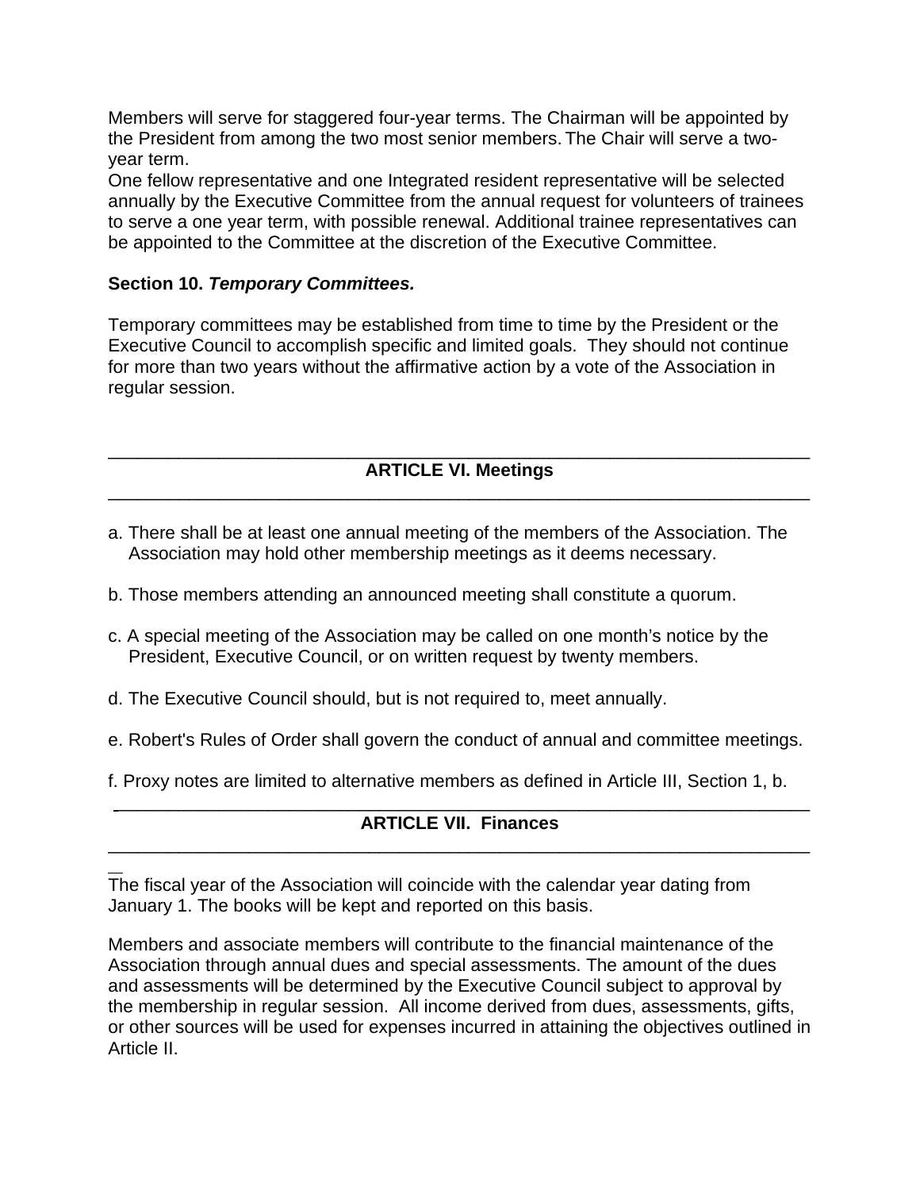Members will serve for staggered four-year terms. The Chairman will be appointed by the President from among the two most senior members. The Chair will serve a two-year term.
One fellow representative and one Integrated resident representative will be selected annually by the Executive Committee from the annual request for volunteers of trainees to serve a one year term, with possible renewal. Additional trainee representatives can be appointed to the Committee at the discretion of the Executive Committee.

**Section 10. *Temporary Committees.***

Temporary committees may be established from time to time by the President or the Executive Council to accomplish specific and limited goals. They should not continue for more than two years without the affirmative action by a vote of the Association in regular session.

## ARTICLE VI. Meetings

a. There shall be at least one annual meeting of the members of the Association. The Association may hold other membership meetings as it deems necessary.

b. Those members attending an announced meeting shall constitute a quorum.

c. A special meeting of the Association may be called on one month's notice by the President, Executive Council, or on written request by twenty members.

d. The Executive Council should, but is not required to, meet annually.

e. Robert's Rules of Order shall govern the conduct of annual and committee meetings.

f. Proxy notes are limited to alternative members as defined in Article III, Section 1, b.

## ARTICLE VII. Finances

The fiscal year of the Association will coincide with the calendar year dating from January 1. The books will be kept and reported on this basis.

Members and associate members will contribute to the financial maintenance of the Association through annual dues and special assessments. The amount of the dues and assessments will be determined by the Executive Council subject to approval by the membership in regular session. All income derived from dues, assessments, gifts, or other sources will be used for expenses incurred in attaining the objectives outlined in Article II.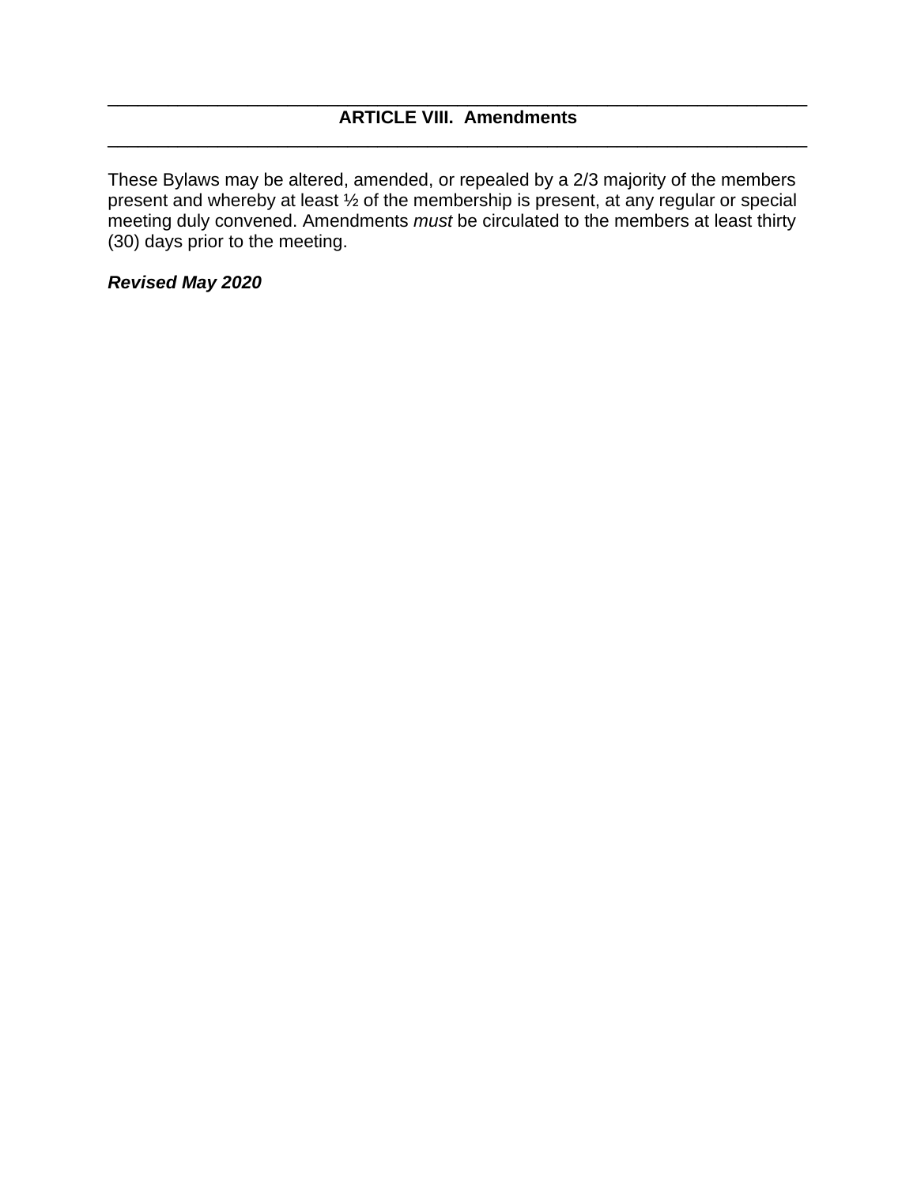## ARTICLE VIII. Amendments

These Bylaws may be altered, amended, or repealed by a 2/3 majority of the members present and whereby at least ½ of the membership is present, at any regular or special meeting duly convened. Amendments *must* be circulated to the members at least thirty (30) days prior to the meeting.

***Revised May 2020***